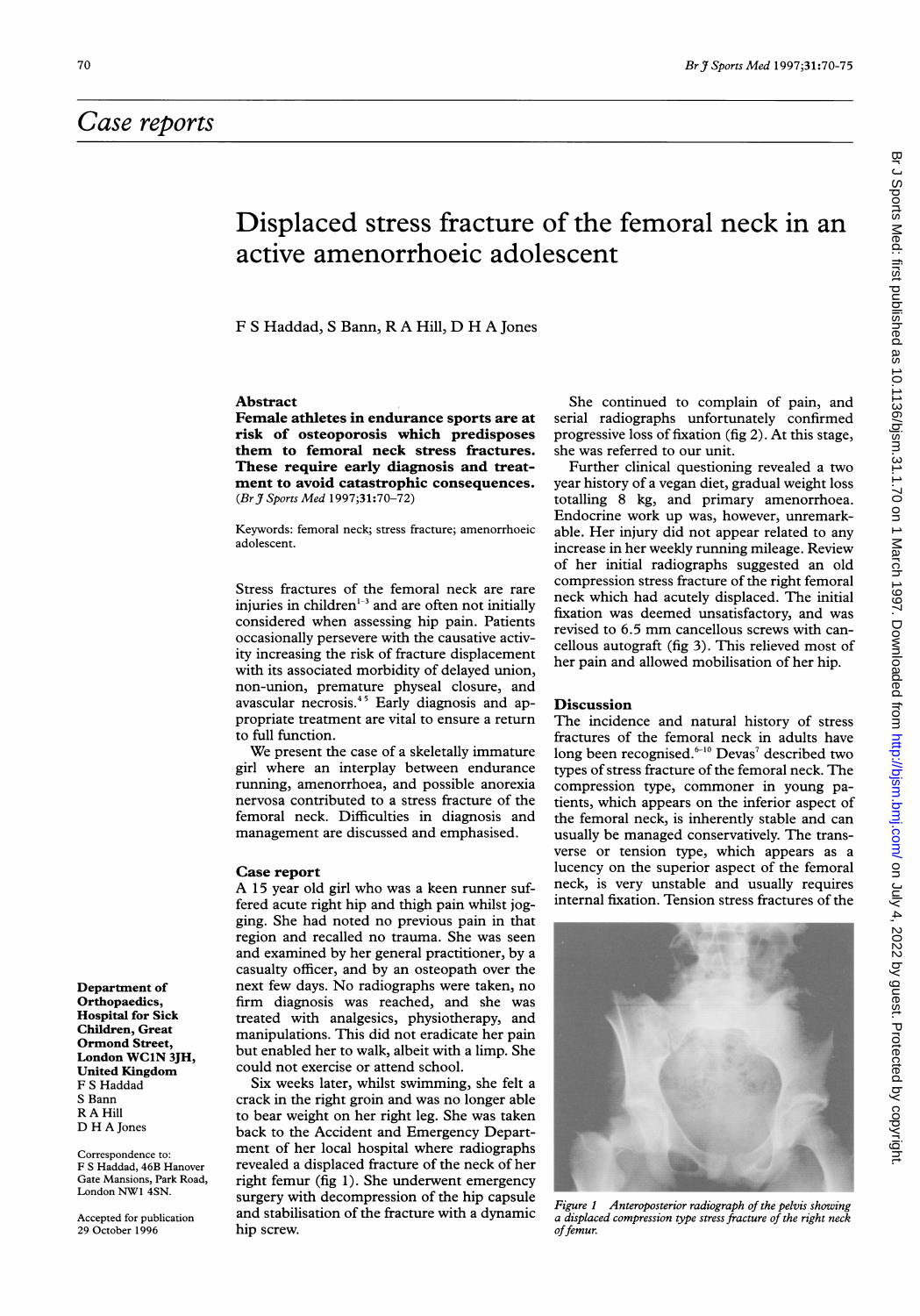## Case reports

# Displaced stress fracture of the femoral neck in an active amenorrhoeic adolescent

F S Haddad, S Bann, R A Hill, D H A Jones

### Abstract

**Female athletes in endurance sports are at risk of osteoporosis which predisposes them to femoral neck stress fractures. These require early diagnosis and treatment to avoid catastrophic consequences.** (*Br J Sports Med* 1997;**31**:70–72)

Keywords: femoral neck; stress fracture; amenorrhoeic adolescent.

Stress fractures of the femoral neck are rare injuries in children[1–3] and are often not initially considered when assessing hip pain. Patients occasionally persevere with the causative activity increasing the risk of fracture displacement with its associated morbidity of delayed union, non-union, premature physeal closure, and avascular necrosis.[4,5] Early diagnosis and appropriate treatment are vital to ensure a return to full function.

We present the case of a skeletally immature girl where an interplay between endurance running, amenorrhoea, and possible anorexia nervosa contributed to a stress fracture of the femoral neck. Difficulties in diagnosis and management are discussed and emphasised.

### Case report

A 15 year old girl who was a keen runner suffered acute right hip and thigh pain whilst jogging. She had noted no previous pain in that region and recalled no trauma. She was seen and examined by her general practitioner, by a casualty officer, and by an osteopath over the next few days. No radiographs were taken, no firm diagnosis was reached, and she was treated with analgesics, physiotherapy, and manipulations. This did not eradicate her pain but enabled her to walk, albeit with a limp. She could not exercise or attend school.

Six weeks later, whilst swimming, she felt a crack in the right groin and was no longer able to bear weight on her right leg. She was taken back to the Accident and Emergency Department of her local hospital where radiographs revealed a displaced fracture of the neck of her right femur (fig 1). She underwent emergency surgery with decompression of the hip capsule and stabilisation of the fracture with a dynamic hip screw.

She continued to complain of pain, and serial radiographs unfortunately confirmed progressive loss of fixation (fig 2). At this stage, she was referred to our unit.

Further clinical questioning revealed a two year history of a vegan diet, gradual weight loss totalling 8 kg, and primary amenorrhoea. Endocrine work up was, however, unremarkable. Her injury did not appear related to any increase in her weekly running mileage. Review of her initial radiographs suggested an old compression stress fracture of the right femoral neck which had acutely displaced. The initial fixation was deemed unsatisfactory, and was revised to 6.5 mm cancellous screws with cancellous autograft (fig 3). This relieved most of her pain and allowed mobilisation of her hip.

### Discussion

The incidence and natural history of stress fractures of the femoral neck in adults have long been recognised.[6–10] Devas[7] described two types of stress fracture of the femoral neck. The compression type, commoner in young patients, which appears on the inferior aspect of the femoral neck, is inherently stable and can usually be managed conservatively. The transverse or tension type, which appears as a lucency on the superior aspect of the femoral neck, is very unstable and usually requires internal fixation. Tension stress fractures of the

*Figure 1 Anteroposterior radiograph of the pelvis showing a displaced compression type stress fracture of the right neck of femur.*

Department of Orthopaedics, Hospital for Sick Children, Great Ormond Street, London WC1N 3JH, United Kingdom
F S Haddad
S Bann
R A Hill
D H A Jones

Correspondence to: F S Haddad, 46B Hanover Gate Mansions, Park Road, London NW1 4SN.

Accepted for publication 29 October 1996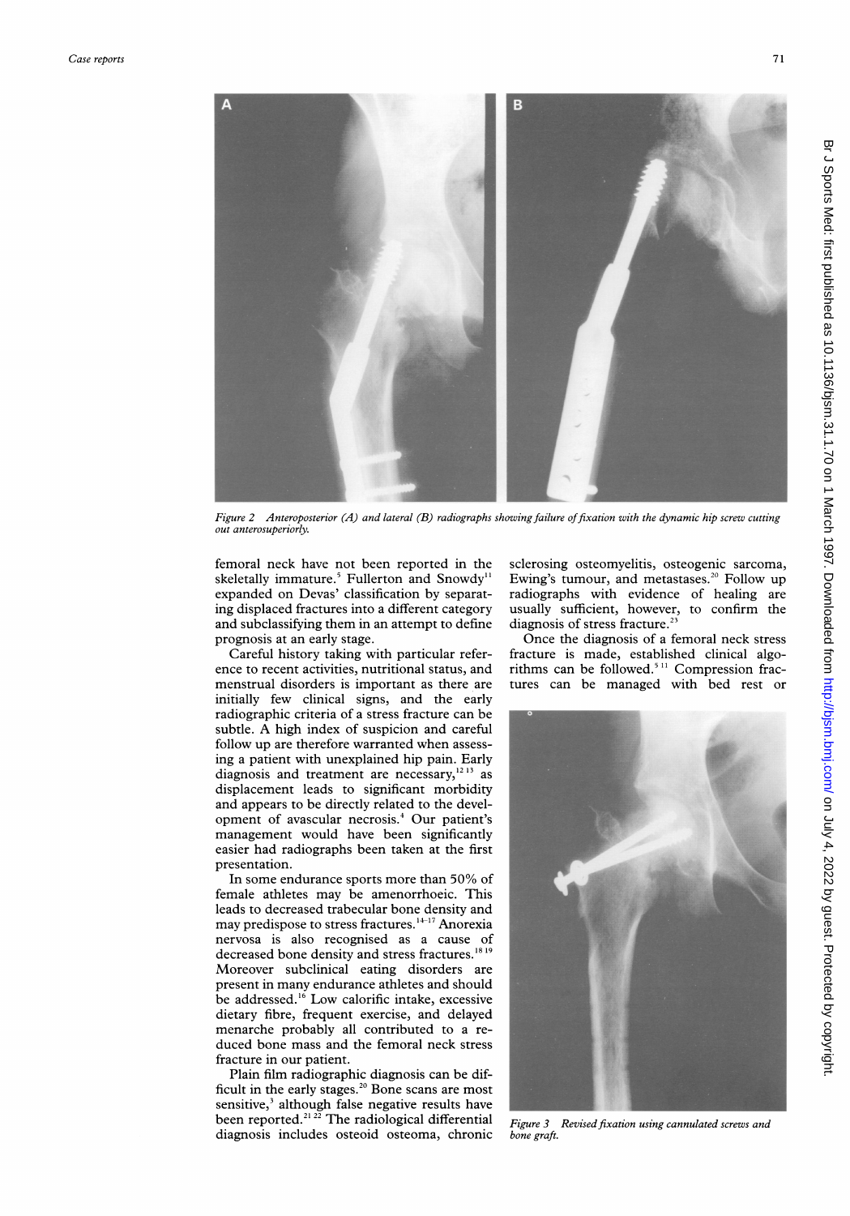Figure 2 Anteroposterior (A) and lateral (B) radiographs showing failure of fixation with the dynamic hip screw cutting out anterosuperiorly.

femoral neck have not been reported in the skeletally immature.[5] Fullerton and Snowdy[11] expanded on Devas' classification by separating displaced fractures into a different category and subclassifying them in an attempt to define prognosis at an early stage.

Careful history taking with particular reference to recent activities, nutritional status, and menstrual disorders is important as there are initially few clinical signs, and the early radiographic criteria of a stress fracture can be subtle. A high index of suspicion and careful follow up are therefore warranted when assessing a patient with unexplained hip pain. Early diagnosis and treatment are necessary,[12,13] as displacement leads to significant morbidity and appears to be directly related to the development of avascular necrosis.[4] Our patient's management would have been significantly easier had radiographs been taken at the first presentation.

In some endurance sports more than 50% of female athletes may be amenorrhoeic. This leads to decreased trabecular bone density and may predispose to stress fractures.[14–17] Anorexia nervosa is also recognised as a cause of decreased bone density and stress fractures.[18,19] Moreover subclinical eating disorders are present in many endurance athletes and should be addressed.[16] Low calorific intake, excessive dietary fibre, frequent exercise, and delayed menarche probably all contributed to a reduced bone mass and the femoral neck stress fracture in our patient.

Plain film radiographic diagnosis can be difficult in the early stages.[20] Bone scans are most sensitive,[3] although false negative results have been reported.[21,22] The radiological differential diagnosis includes osteoid osteoma, chronic sclerosing osteomyelitis, osteogenic sarcoma, Ewing's tumour, and metastases.[20] Follow up radiographs with evidence of healing are usually sufficient, however, to confirm the diagnosis of stress fracture.[23]

Once the diagnosis of a femoral neck stress fracture is made, established clinical algorithms can be followed.[5,11] Compression fractures can be managed with bed rest or

Figure 3 Revised fixation using cannulated screws and bone graft.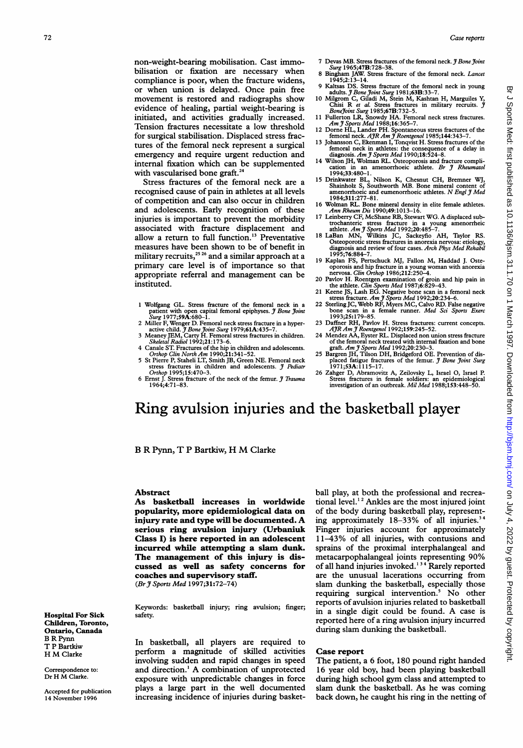non-weight-bearing mobilisation. Cast immobilisation or fixation are necessary when compliance is poor, when the fracture widens, or when union is delayed. Once pain free movement is restored and radiographs show evidence of healing, partial weight-bearing is initiated, and activities gradually increased. Tension fractures necessitate a low threshold for surgical stabilisation. Displaced stress fractures of the femoral neck represent a surgical emergency and require urgent reduction and internal fixation which can be supplemented with vascularised bone graft.[24]

Stress fractures of the femoral neck are a recognised cause of pain in athletes at all levels of competition and can also occur in children and adolescents. Early recognition of these injuries is important to prevent the morbidity associated with fracture displacement and allow a return to full function.[13] Preventative measures have been shown to be of benefit in military recruits,[25 26] and a similar approach at a primary care level is of importance so that appropriate referral and management can be instituted.

1 Wolfgang GL. Stress fracture of the femoral neck in a patient with open capital femoral epiphyses. *J Bone Joint Surg* 1977;**59A**:680–1.
2 Miller F, Wenger D. Femoral neck stress fracture in a hyperactive child. *J Bone Joint Surg* 1979;**61A**:435–7.
3 Meaney JEM, Carty H. Femoral stress fractures in children. *Skeletal Radiol* 1992;**21**:173–6.
4 Canale ST. Fractures of the hip in children and adolescents. *Orthop Clin North Am* 1990;**21**:341–52.
5 St Pierre P, Staheli LT, Smith JB, Green NE. Femoral neck stress fractures in children and adolescents. *J Pediatr Orthop* 1995;**15**:470–3.
6 Ernst J. Stress fracture of the neck of the femur. *J Trauma* 1964;**4**:71–83.
7 Devas MB. Stress fractures of the femoral neck. *J Bone Joint Surg* 1965;**47B**:728–38.
8 Bingham JAW. Stress fracture of the femoral neck. *Lancet* 1945;**2**:13–14.
9 Kaltsas DS. Stress fracture of the femoral neck in young adults. *J Bone Joint Surg* 1981;**63B**:33–7.
10 Milgrom C, Giladi M, Stein M, Kashtan H, Marguiles Y, Chisi R *et al*. Stress fractures in military recruits. *J Bone Joint Surg* 1985;**67B**:732–5.
11 Fullerton LR, Snowdy HA. Femoral neck stress fractures. *Am J Sports Med* 1988;**16**:365–7.
12 Dorne HL, Lander PH. Spontaneous stress fractures of the femoral neck. *AJR Am J Roentgenol* 1985;**144**:343–7.
13 Johansson C, Ekenman I, Tonqvist H. Stress fractures of the femoral neck in athletes: the consequence of a delay in diagnosis. *Am J Sports Med* 1990;**18**:524–8.
14 Wilson JH, Wolman RL. Osteoporosis and fracture complication in an amenorrhoeic athlete. *Br J Rheumatol* 1994;**33**:480–1.
15 Drinkwater BL, Nilson K, Chesnut CH, Bremner WJ, Shainholz S, Southworth MB. Bone mineral content of amenorrhoeic and eumenorrhoeic athletes. *N Engl J Med* 1984;**311**:277–81.
16 Wolman RL. Bone mineral density in elite female athletes. *Ann Rheum Dis* 1990;**49**:1013–16.
17 Leinberry CF, McShane RB, Stewart WG. A displaced subtrochanteric stress fracture in a young amenorrheic athlete. *Am J Sports Med* 1992;**20**:485–7.
18 LaBan MN, Wilkins JC, Sackeyfio AH, Taylor RS. Osteoporotic stress fractures in anorexia nervosa: etiology, diagnosis and review of four cases. *Arch Phys Med Rehabil* 1995;**76**:884–7.
19 Kaplan FS, Pertschuck MJ, Fallon M, Haddad J. Osteoporosis and hip fracture in a young woman with anorexia nervosa. *Clin Orthop* 1986;**212**:250–4.
20 Pavlov H. Roentgen examination of groin and hip pain in the athlete. *Clin Sports Med* 1987;**6**:829–43.
21 Keene JS, Lash EG. Negative bone scan in a femoral neck stress fracture. *Am J Sports Med* 1992;**20**:234–6.
22 Sterling JC, Webb RF, Myers MC, Calvo RD. False negative bone scan in a female runner. *Med Sci Sports Exerc* 1993;**25**:179–85.
23 Daffner RH, Pavlov H. Stress fractures: current concepts. *AJR Am J Roentgenol* 1992;**159**:245–52.
24 Mendez AA, Eyster RL. Displaced non union stress fracture of the femoral neck treated with internal fixation and bone graft. *Am J Sports Med* 1992;**20**:230–3.
25 Bargren JH, Tilson DH, Bridgeford OE. Prevention of displaced fatigue fractures of the femur. *J Bone Joint Surg* 1971;**53A**:1115–17.
26 Zahger D, Abramovitz A, Zeilovsky L, Israel O, Israel P. Stress fractures in female soldiers: an epidemiological investigation of an outbreak. *Mil Med* 1988;**153**:448–50.

# Ring avulsion injuries and the basketball player

B R Pynn, T P Bartkiw, H M Clarke

Hospital For Sick Children, Toronto, Ontario, Canada
B R Pynn
T P Bartkiw
H M Clarke

Correspondence to: Dr H M Clarke.

Accepted for publication 14 November 1996

## Abstract

**As basketball increases in worldwide popularity, more epidemiological data on injury rate and type will be documented. A serious ring avulsion injury (Urbaniuk Class I) is here reported in an adolescent incurred while attempting a slam dunk. The management of this injury is discussed as well as safety concerns for coaches and supervisory staff.**
(*Br J Sports Med* 1997;**31**:72–74)

Keywords: basketball injury; ring avulsion; finger; safety.

In basketball, all players are required to perform a magnitude of skilled activities involving sudden and rapid changes in speed and direction.[1] A combination of unprotected exposure with unpredictable changes in force plays a large part in the well documented increasing incidence of injuries during basketball play, at both the professional and recreational level.[1 2] Ankles are the most injured joint of the body during basketball play, representing approximately 18–33% of all injuries.[3 4] Finger injuries account for approximately 11–43% of all injuries, with contusions and sprains of the proximal interphalangeal and metacarpophalangeal joints representing 90% of all hand injuries invoked.[1 3 4] Rarely reported are the unusual lacerations occurring from slam dunking the basketball, especially those requiring surgical intervention.[5] No other reports of avulsion injuries related to basketball in a single digit could be found. A case is reported here of a ring avulsion injury incurred during slam dunking the basketball.

## Case report

The patient, a 6 foot, 180 pound right handed 16 year old boy, had been playing basketball during high school gym class and attempted to slam dunk the basketball. As he was coming back down, he caught his ring in the netting of